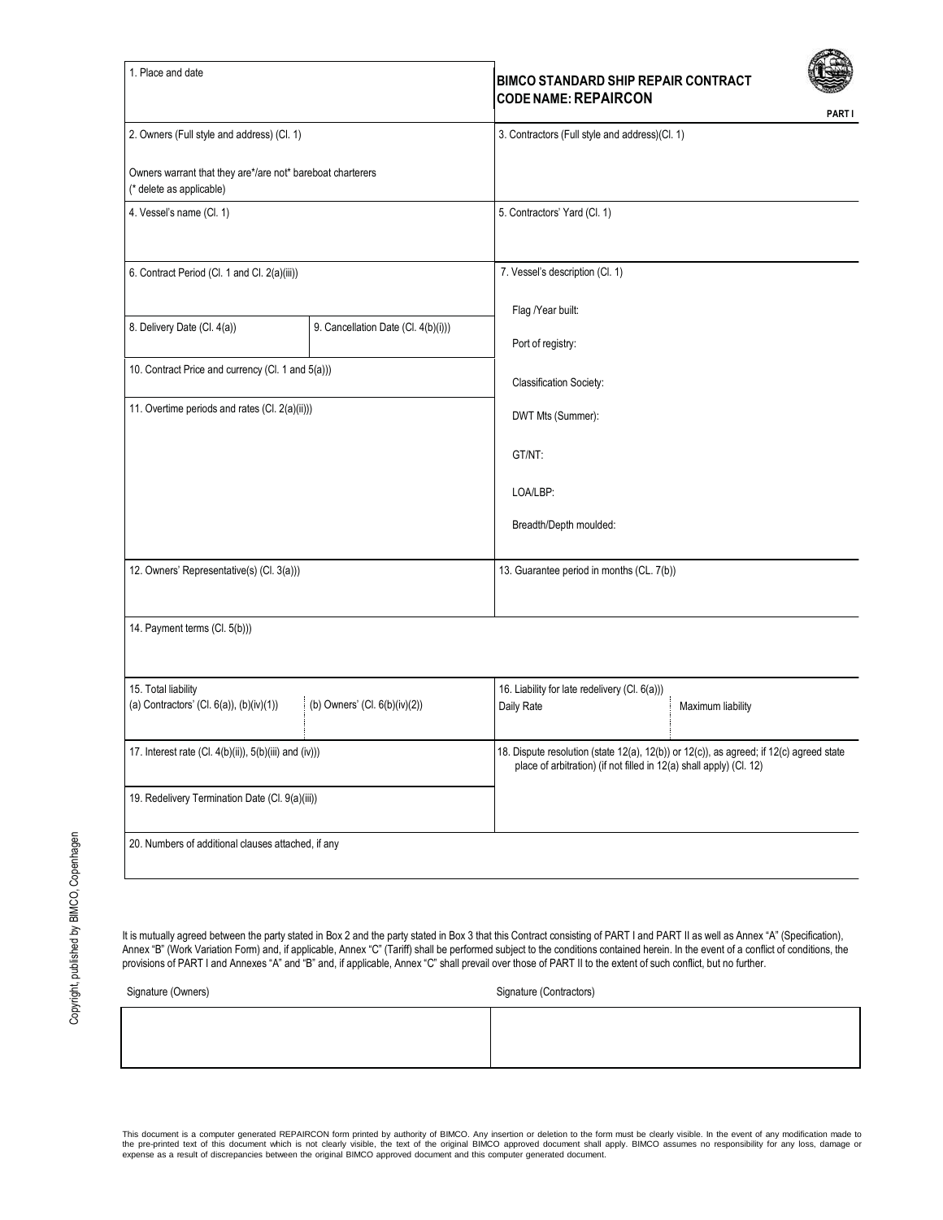# BIMCO STANDARD SHIP REPAIR CONTRACT
## CODE NAME: REPAIRCON

**PART I**

| | |
|---|---|
| 1. Place and date | BIMCO STANDARD SHIP REPAIR CONTRACT CODE NAME: REPAIRCON |
| 2. Owners (Full style and address) (Cl. 1)<br><br>Owners warrant that they are*/are not* bareboat charterers<br>(* delete as applicable) | 3. Contractors (Full style and address)(Cl. 1) |
| 4. Vessel's name (Cl. 1) | 5. Contractors' Yard (Cl. 1) |
| 6. Contract Period (Cl. 1 and Cl. 2(a)(iii)) | 7. Vessel's description (Cl. 1)<br><br>Flag /Year built:<br><br>Port of registry:<br><br>Classification Society:<br><br>DWT Mts (Summer):<br><br>GT/NT:<br><br>LOA/LBP:<br><br>Breadth/Depth moulded: |
| 8. Delivery Date (Cl. 4(a)) / 9. Cancellation Date (Cl. 4(b)(i)) | |
| 10. Contract Price and currency (Cl. 1 and 5(a))) | |
| 11. Overtime periods and rates (Cl. 2(a)(ii))) | |
| 12. Owners' Representative(s) (Cl. 3(a))) | 13. Guarantee period in months (CL. 7(b)) |
| 14. Payment terms (Cl. 5(b))) | |
| 15. Total liability<br>(a) Contractors' (Cl. 6(a)), (b)(iv)(1)) / (b) Owners' (Cl. 6(b)(iv)(2)) | 16. Liability for late redelivery (Cl. 6(a)))<br>Daily Rate / Maximum liability |
| 17. Interest rate (Cl. 4(b)(ii)), 5(b)(iii) and (iv))) | 18. Dispute resolution (state 12(a), 12(b)) or 12(c)), as agreed; if 12(c) agreed state place of arbitration) (if not filled in 12(a) shall apply) (Cl. 12) |
| 19. Redelivery Termination Date (Cl. 9(a)(iii)) | |
| 20. Numbers of additional clauses attached, if any | |

It is mutually agreed between the party stated in Box 2 and the party stated in Box 3 that this Contract consisting of PART I and PART II as well as Annex "A" (Specification), Annex "B" (Work Variation Form) and, if applicable, Annex "C" (Tariff) shall be performed subject to the conditions contained herein. In the event of a conflict of conditions, the provisions of PART I and Annexes "A" and "B" and, if applicable, Annex "C" shall prevail over those of PART II to the extent of such conflict, but no further.

| Signature (Owners) | Signature (Contractors) |
|---|---|
| | |

Copyright, published by BIMCO, Copenhagen

This document is a computer generated REPAIRCON form printed by authority of BIMCO. Any insertion or deletion to the form must be clearly visible. In the event of any modification made to the pre-printed text of this document which is not clearly visible, the text of the original BIMCO approved document shall apply. BIMCO assumes no responsibility for any loss, damage or expense as a result of discrepancies between the original BIMCO approved document and this computer generated document.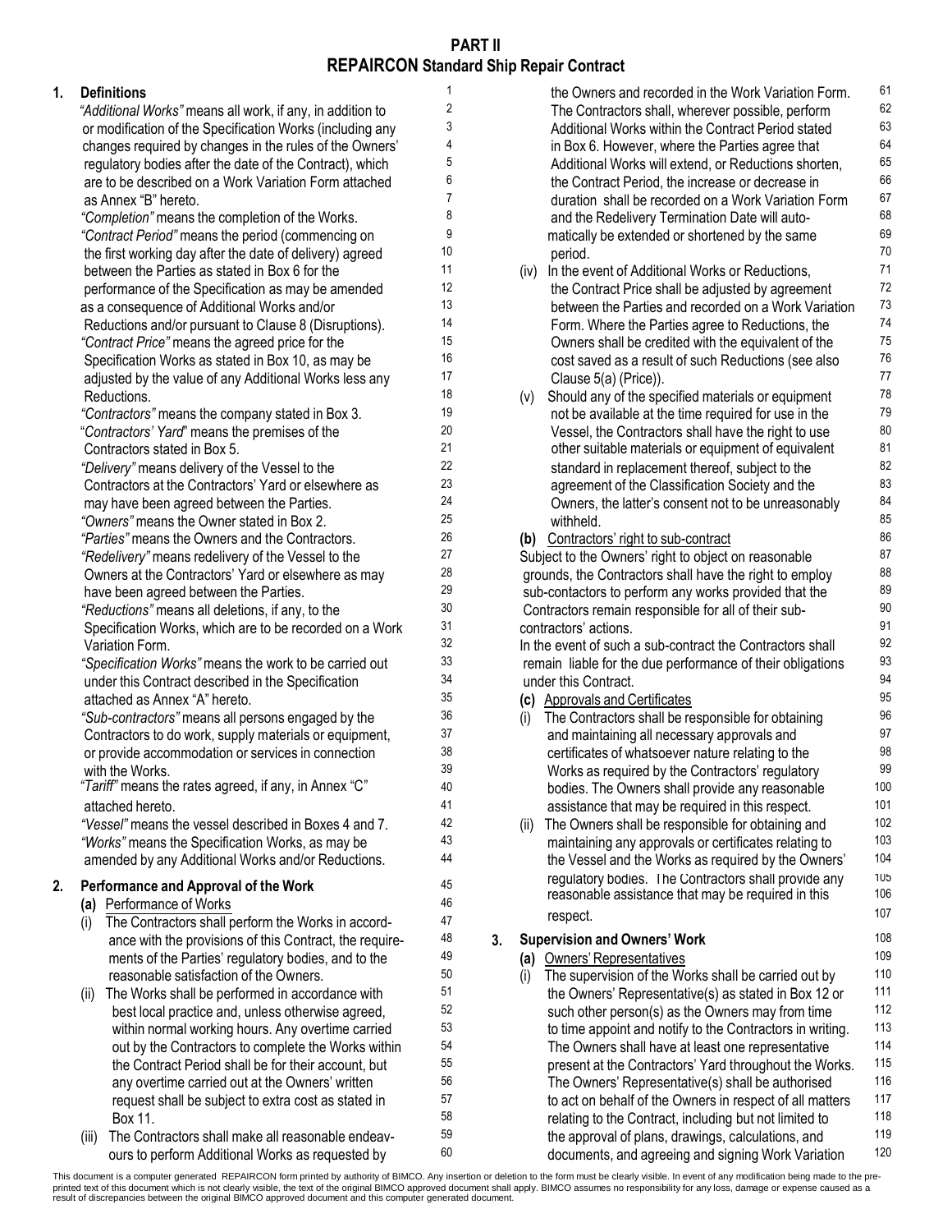# PART II
# REPAIRCON Standard Ship Repair Contract

## 1. Definitions

*"Additional Works"* means all work, if any, in addition to or modification of the Specification Works (including any changes required by changes in the rules of the Owners' regulatory bodies after the date of the Contract), which are to be described on a Work Variation Form attached as Annex "B" hereto.

*"Completion"* means the completion of the Works.

*"Contract Period"* means the period (commencing on the first working day after the date of delivery) agreed between the Parties as stated in Box 6 for the performance of the Specification as may be amended as a consequence of Additional Works and/or Reductions and/or pursuant to Clause 8 (Disruptions).

*"Contract Price"* means the agreed price for the Specification Works as stated in Box 10, as may be adjusted by the value of any Additional Works less any Reductions.

*"Contractors"* means the company stated in Box 3.

"*Contractors' Yard*" means the premises of the Contractors stated in Box 5.

*"Delivery"* means delivery of the Vessel to the Contractors at the Contractors' Yard or elsewhere as may have been agreed between the Parties.

*"Owners"* means the Owner stated in Box 2.

*"Parties"* means the Owners and the Contractors.

*"Redelivery"* means redelivery of the Vessel to the Owners at the Contractors' Yard or elsewhere as may have been agreed between the Parties.

*"Reductions"* means all deletions, if any, to the Specification Works, which are to be recorded on a Work Variation Form.

*"Specification Works"* means the work to be carried out under this Contract described in the Specification attached as Annex "A" hereto.

*"Sub-contractors"* means all persons engaged by the Contractors to do work, supply materials or equipment, or provide accommodation or services in connection with the Works.

*"Tariff"* means the rates agreed, if any, in Annex "C" attached hereto.

*"Vessel"* means the vessel described in Boxes 4 and 7.

*"Works"* means the Specification Works, as may be amended by any Additional Works and/or Reductions.

## 2. Performance and Approval of the Work

**(a)** Performance of Works

(i) The Contractors shall perform the Works in accordance with the provisions of this Contract, the requirements of the Parties' regulatory bodies, and to the reasonable satisfaction of the Owners.

(ii) The Works shall be performed in accordance with best local practice and, unless otherwise agreed, within normal working hours. Any overtime carried out by the Contractors to complete the Works within the Contract Period shall be for their account, but any overtime carried out at the Owners' written request shall be subject to extra cost as stated in Box 11.

(iii) The Contractors shall make all reasonable endeavours to perform Additional Works as requested by the Owners and recorded in the Work Variation Form. The Contractors shall, wherever possible, perform Additional Works within the Contract Period stated in Box 6. However, where the Parties agree that Additional Works will extend, or Reductions shorten, the Contract Period, the increase or decrease in duration shall be recorded on a Work Variation Form and the Redelivery Termination Date will automatically be extended or shortened by the same period.

(iv) In the event of Additional Works or Reductions, the Contract Price shall be adjusted by agreement between the Parties and recorded on a Work Variation Form. Where the Parties agree to Reductions, the Owners shall be credited with the equivalent of the cost saved as a result of such Reductions (see also Clause 5(a) (Price)).

(v) Should any of the specified materials or equipment not be available at the time required for use in the Vessel, the Contractors shall have the right to use other suitable materials or equipment of equivalent standard in replacement thereof, subject to the agreement of the Classification Society and the Owners, the latter's consent not to be unreasonably withheld.

**(b)** Contractors' right to sub-contract

Subject to the Owners' right to object on reasonable grounds, the Contractors shall have the right to employ sub-contactors to perform any works provided that the Contractors remain responsible for all of their sub-contractors' actions.

In the event of such a sub-contract the Contractors shall remain liable for the due performance of their obligations under this Contract.

**(c)** Approvals and Certificates

(i) The Contractors shall be responsible for obtaining and maintaining all necessary approvals and certificates of whatsoever nature relating to the Works as required by the Contractors' regulatory bodies. The Owners shall provide any reasonable assistance that may be required in this respect.

(ii) The Owners shall be responsible for obtaining and maintaining any approvals or certificates relating to the Vessel and the Works as required by the Owners' regulatory bodies. The Contractors shall provide any reasonable assistance that may be required in this respect.

## 3. Supervision and Owners' Work

**(a)** Owners' Representatives

(i) The supervision of the Works shall be carried out by the Owners' Representative(s) as stated in Box 12 or such other person(s) as the Owners may from time to time appoint and notify to the Contractors in writing. The Owners shall have at least one representative present at the Contractors' Yard throughout the Works. The Owners' Representative(s) shall be authorised to act on behalf of the Owners in respect of all matters relating to the Contract, including but not limited to the approval of plans, drawings, calculations, and documents, and agreeing and signing Work Variation

This document is a computer generated REPAIRCON form printed by authority of BIMCO. Any insertion or deletion to the form must be clearly visible. In event of any modification being made to the pre-printed text of this document which is not clearly visible, the text of the original BIMCO approved document shall apply. BIMCO assumes no responsibility for any loss, damage or expense caused as a result of discrepancies between the original BIMCO approved document and this computer generated document.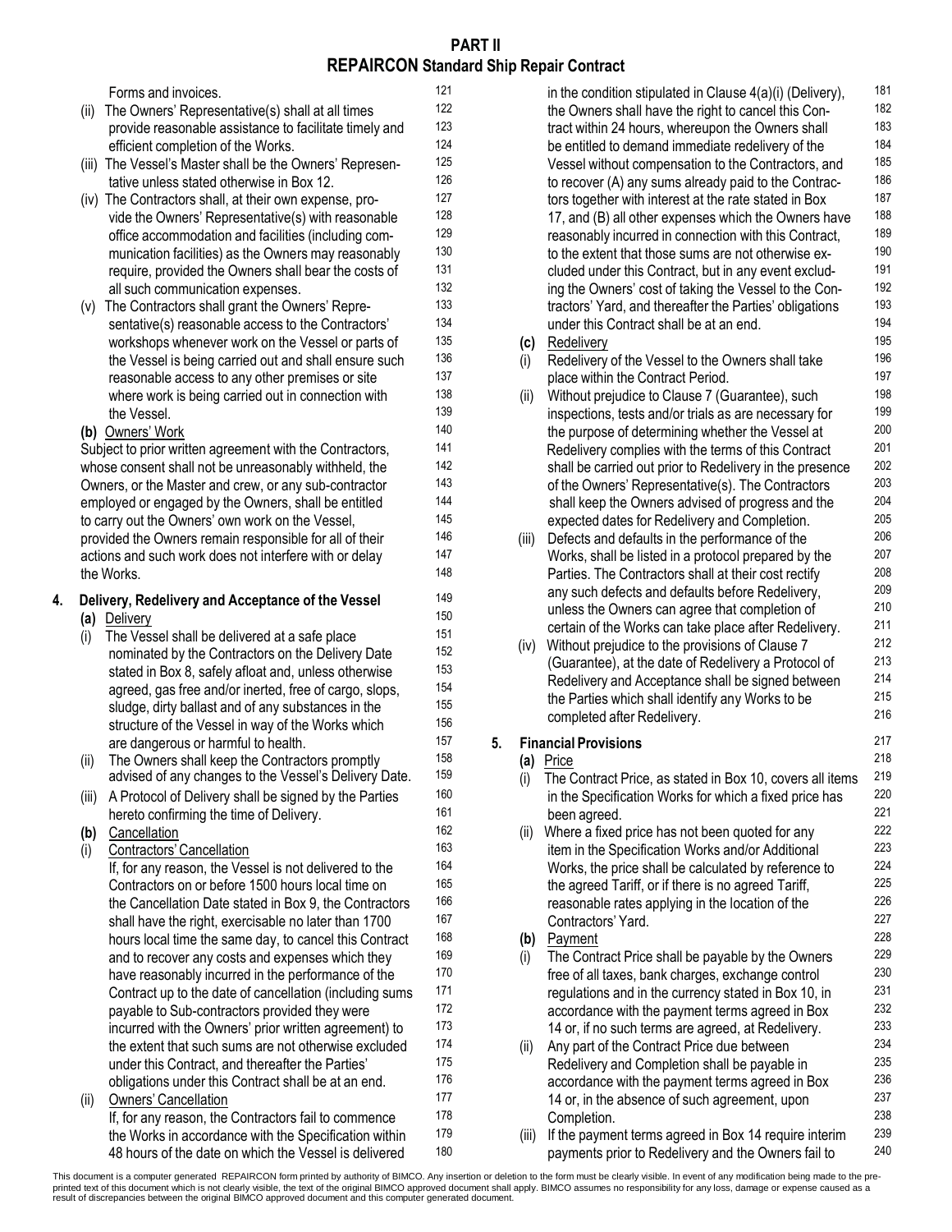## PART II
## REPAIRCON Standard Ship Repair Contract

Forms and invoices.

(ii) The Owners' Representative(s) shall at all times provide reasonable assistance to facilitate timely and efficient completion of the Works.

(iii) The Vessel's Master shall be the Owners' Representative unless stated otherwise in Box 12.

(iv) The Contractors shall, at their own expense, provide the Owners' Representative(s) with reasonable office accommodation and facilities (including communication facilities) as the Owners may reasonably require, provided the Owners shall bear the costs of all such communication expenses.

(v) The Contractors shall grant the Owners' Representative(s) reasonable access to the Contractors' workshops whenever work on the Vessel or parts of the Vessel is being carried out and shall ensure such reasonable access to any other premises or site where work is being carried out in connection with the Vessel.

**(b)** Owners' Work

Subject to prior written agreement with the Contractors, whose consent shall not be unreasonably withheld, the Owners, or the Master and crew, or any sub-contractor employed or engaged by the Owners, shall be entitled to carry out the Owners' own work on the Vessel, provided the Owners remain responsible for all of their actions and such work does not interfere with or delay the Works.

**4. Delivery, Redelivery and Acceptance of the Vessel**

**(a)** Delivery

(i) The Vessel shall be delivered at a safe place nominated by the Contractors on the Delivery Date stated in Box 8, safely afloat and, unless otherwise agreed, gas free and/or inerted, free of cargo, slops, sludge, dirty ballast and of any substances in the structure of the Vessel in way of the Works which are dangerous or harmful to health.

(ii) The Owners shall keep the Contractors promptly advised of any changes to the Vessel's Delivery Date.

(iii) A Protocol of Delivery shall be signed by the Parties hereto confirming the time of Delivery.

**(b)** Cancellation

(i) Contractors' Cancellation

If, for any reason, the Vessel is not delivered to the Contractors on or before 1500 hours local time on the Cancellation Date stated in Box 9, the Contractors shall have the right, exercisable no later than 1700 hours local time the same day, to cancel this Contract and to recover any costs and expenses which they have reasonably incurred in the performance of the Contract up to the date of cancellation (including sums payable to Sub-contractors provided they were incurred with the Owners' prior written agreement) to the extent that such sums are not otherwise excluded under this Contract, and thereafter the Parties' obligations under this Contract shall be at an end.

(ii) Owners' Cancellation

If, for any reason, the Contractors fail to commence the Works in accordance with the Specification within 48 hours of the date on which the Vessel is delivered in the condition stipulated in Clause 4(a)(i) (Delivery), the Owners shall have the right to cancel this Contract within 24 hours, whereupon the Owners shall be entitled to demand immediate redelivery of the Vessel without compensation to the Contractors, and to recover (A) any sums already paid to the Contractors together with interest at the rate stated in Box 17, and (B) all other expenses which the Owners have reasonably incurred in connection with this Contract, to the extent that those sums are not otherwise excluded under this Contract, but in any event excluding the Owners' cost of taking the Vessel to the Contractors' Yard, and thereafter the Parties' obligations under this Contract shall be at an end.

**(c)** Redelivery

(i) Redelivery of the Vessel to the Owners shall take place within the Contract Period.

(ii) Without prejudice to Clause 7 (Guarantee), such inspections, tests and/or trials as are necessary for the purpose of determining whether the Vessel at Redelivery complies with the terms of this Contract shall be carried out prior to Redelivery in the presence of the Owners' Representative(s). The Contractors shall keep the Owners advised of progress and the expected dates for Redelivery and Completion.

(iii) Defects and defaults in the performance of the Works, shall be listed in a protocol prepared by the Parties. The Contractors shall at their cost rectify any such defects and defaults before Redelivery, unless the Owners can agree that completion of certain of the Works can take place after Redelivery.

(iv) Without prejudice to the provisions of Clause 7 (Guarantee), at the date of Redelivery a Protocol of Redelivery and Acceptance shall be signed between the Parties which shall identify any Works to be completed after Redelivery.

**5. Financial Provisions**

**(a)** Price

(i) The Contract Price, as stated in Box 10, covers all items in the Specification Works for which a fixed price has been agreed.

(ii) Where a fixed price has not been quoted for any item in the Specification Works and/or Additional Works, the price shall be calculated by reference to the agreed Tariff, or if there is no agreed Tariff, reasonable rates applying in the location of the Contractors' Yard.

**(b)** Payment

(i) The Contract Price shall be payable by the Owners free of all taxes, bank charges, exchange control regulations and in the currency stated in Box 10, in accordance with the payment terms agreed in Box 14 or, if no such terms are agreed, at Redelivery.

(ii) Any part of the Contract Price due between Redelivery and Completion shall be payable in accordance with the payment terms agreed in Box 14 or, in the absence of such agreement, upon Completion.

(iii) If the payment terms agreed in Box 14 require interim payments prior to Redelivery and the Owners fail to

This document is a computer generated REPAIRCON form printed by authority of BIMCO. Any insertion or deletion to the form must be clearly visible. In event of any modification being made to the pre-printed text of this document which is not clearly visible, the text of the original BIMCO approved document shall apply. BIMCO assumes no responsibility for any loss, damage or expense caused as a result of discrepancies between the original BIMCO approved document and this computer generated document.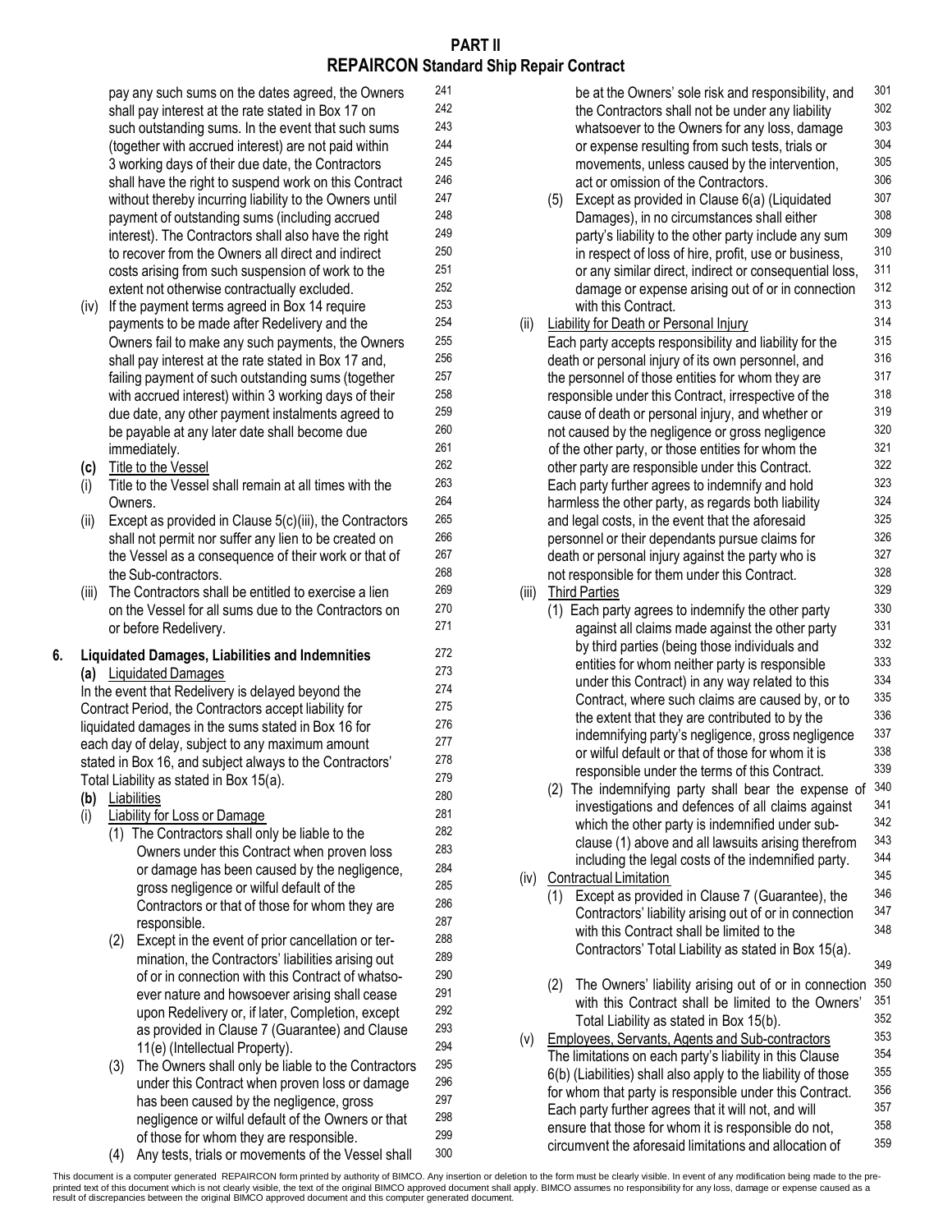# PART II
## REPAIRCON Standard Ship Repair Contract

pay any such sums on the dates agreed, the Owners shall pay interest at the rate stated in Box 17 on such outstanding sums. In the event that such sums (together with accrued interest) are not paid within 3 working days of their due date, the Contractors shall have the right to suspend work on this Contract without thereby incurring liability to the Owners until payment of outstanding sums (including accrued interest). The Contractors shall also have the right to recover from the Owners all direct and indirect costs arising from such suspension of work to the extent not otherwise contractually excluded.

(iv) If the payment terms agreed in Box 14 require payments to be made after Redelivery and the Owners fail to make any such payments, the Owners shall pay interest at the rate stated in Box 17 and, failing payment of such outstanding sums (together with accrued interest) within 3 working days of their due date, any other payment instalments agreed to be payable at any later date shall become due immediately.

**(c)** Title to the Vessel

(i) Title to the Vessel shall remain at all times with the Owners.

(ii) Except as provided in Clause 5(c)(iii), the Contractors shall not permit nor suffer any lien to be created on the Vessel as a consequence of their work or that of the Sub-contractors.

(iii) The Contractors shall be entitled to exercise a lien on the Vessel for all sums due to the Contractors on or before Redelivery.

**6. Liquidated Damages, Liabilities and Indemnities**

**(a)** Liquidated Damages

In the event that Redelivery is delayed beyond the Contract Period, the Contractors accept liability for liquidated damages in the sums stated in Box 16 for each day of delay, subject to any maximum amount stated in Box 16, and subject always to the Contractors' Total Liability as stated in Box 15(a).

**(b)** Liabilities

(i) Liability for Loss or Damage

(1) The Contractors shall only be liable to the Owners under this Contract when proven loss or damage has been caused by the negligence, gross negligence or wilful default of the Contractors or that of those for whom they are responsible.

(2) Except in the event of prior cancellation or termination, the Contractors' liabilities arising out of or in connection with this Contract of whatsoever nature and howsoever arising shall cease upon Redelivery or, if later, Completion, except as provided in Clause 7 (Guarantee) and Clause 11(e) (Intellectual Property).

(3) The Owners shall only be liable to the Contractors under this Contract when proven loss or damage has been caused by the negligence, gross negligence or wilful default of the Owners or that of those for whom they are responsible.

(4) Any tests, trials or movements of the Vessel shall be at the Owners' sole risk and responsibility, and the Contractors shall not be under any liability whatsoever to the Owners for any loss, damage or expense resulting from such tests, trials or movements, unless caused by the intervention, act or omission of the Contractors.

(5) Except as provided in Clause 6(a) (Liquidated Damages), in no circumstances shall either party's liability to the other party include any sum in respect of loss of hire, profit, use or business, or any similar direct, indirect or consequential loss, damage or expense arising out of or in connection with this Contract.

(ii) Liability for Death or Personal Injury

Each party accepts responsibility and liability for the death or personal injury of its own personnel, and the personnel of those entities for whom they are responsible under this Contract, irrespective of the cause of death or personal injury, and whether or not caused by the negligence or gross negligence of the other party, or those entities for whom the other party are responsible under this Contract. Each party further agrees to indemnify and hold harmless the other party, as regards both liability and legal costs, in the event that the aforesaid personnel or their dependants pursue claims for death or personal injury against the party who is not responsible for them under this Contract.

(iii) Third Parties

(1) Each party agrees to indemnify the other party against all claims made against the other party by third parties (being those individuals and entities for whom neither party is responsible under this Contract) in any way related to this Contract, where such claims are caused by, or to the extent that they are contributed to by the indemnifying party's negligence, gross negligence or wilful default or that of those for whom it is responsible under the terms of this Contract.

(2) The indemnifying party shall bear the expense of investigations and defences of all claims against which the other party is indemnified under sub-clause (1) above and all lawsuits arising therefrom including the legal costs of the indemnified party.

(iv) Contractual Limitation

(1) Except as provided in Clause 7 (Guarantee), the Contractors' liability arising out of or in connection with this Contract shall be limited to the Contractors' Total Liability as stated in Box 15(a).

(2) The Owners' liability arising out of or in connection with this Contract shall be limited to the Owners' Total Liability as stated in Box 15(b).

(v) Employees, Servants, Agents and Sub-contractors

The limitations on each party's liability in this Clause 6(b) (Liabilities) shall also apply to the liability of those for whom that party is responsible under this Contract. Each party further agrees that it will not, and will ensure that those for whom it is responsible do not, circumvent the aforesaid limitations and allocation of

This document is a computer generated REPAIRCON form printed by authority of BIMCO. Any insertion or deletion to the form must be clearly visible. In event of any modification being made to the pre-printed text of this document which is not clearly visible, the text of the original BIMCO approved document shall apply. BIMCO assumes no responsibility for any loss, damage or expense caused as a result of discrepancies between the original BIMCO approved document and this computer generated document.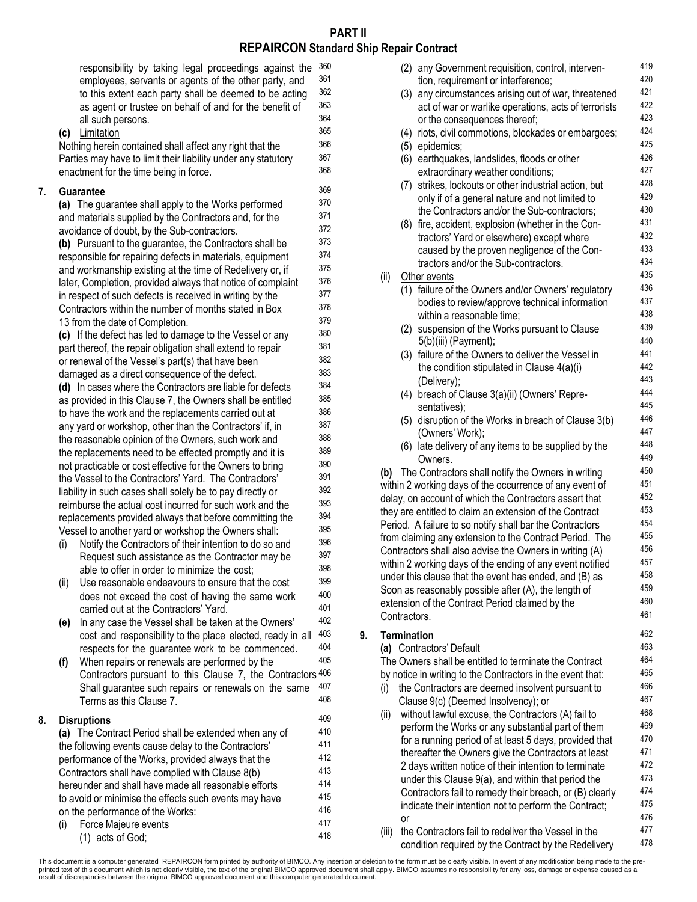# PART II
## REPAIRCON Standard Ship Repair Contract

responsibility by taking legal proceedings against the employees, servants or agents of the other party, and to this extent each party shall be deemed to be acting as agent or trustee on behalf of and for the benefit of all such persons.

**(c)** Limitation
Nothing herein contained shall affect any right that the Parties may have to limit their liability under any statutory enactment for the time being in force.

**7. Guarantee**

**(a)** The guarantee shall apply to the Works performed and materials supplied by the Contractors and, for the avoidance of doubt, by the Sub-contractors.

**(b)** Pursuant to the guarantee, the Contractors shall be responsible for repairing defects in materials, equipment and workmanship existing at the time of Redelivery or, if later, Completion, provided always that notice of complaint in respect of such defects is received in writing by the Contractors within the number of months stated in Box 13 from the date of Completion.

**(c)** If the defect has led to damage to the Vessel or any part thereof, the repair obligation shall extend to repair or renewal of the Vessel's part(s) that have been damaged as a direct consequence of the defect.

**(d)** In cases where the Contractors are liable for defects as provided in this Clause 7, the Owners shall be entitled to have the work and the replacements carried out at any yard or workshop, other than the Contractors' if, in the reasonable opinion of the Owners, such work and the replacements need to be effected promptly and it is not practicable or cost effective for the Owners to bring the Vessel to the Contractors' Yard. The Contractors' liability in such cases shall solely be to pay directly or reimburse the actual cost incurred for such work and the replacements provided always that before committing the Vessel to another yard or workshop the Owners shall:

(i) Notify the Contractors of their intention to do so and Request such assistance as the Contractor may be able to offer in order to minimize the cost;

(ii) Use reasonable endeavours to ensure that the cost does not exceed the cost of having the same work carried out at the Contractors' Yard.

**(e)** In any case the Vessel shall be taken at the Owners' cost and responsibility to the place elected, ready in all respects for the guarantee work to be commenced.

**(f)** When repairs or renewals are performed by the Contractors pursuant to this Clause 7, the Contractors Shall guarantee such repairs or renewals on the same Terms as this Clause 7.

**8. Disruptions**

**(a)** The Contract Period shall be extended when any of the following events cause delay to the Contractors' performance of the Works, provided always that the Contractors shall have complied with Clause 8(b) hereunder and shall have made all reasonable efforts to avoid or minimise the effects such events may have on the performance of the Works:

(i) Force Majeure events
   (1) acts of God;
   (2) any Government requisition, control, intervention, requirement or interference;
   (3) any circumstances arising out of war, threatened act of war or warlike operations, acts of terrorists or the consequences thereof;
   (4) riots, civil commotions, blockades or embargoes;
   (5) epidemics;
   (6) earthquakes, landslides, floods or other extraordinary weather conditions;
   (7) strikes, lockouts or other industrial action, but only if of a general nature and not limited to the Contractors and/or the Sub-contractors;
   (8) fire, accident, explosion (whether in the Contractors' Yard or elsewhere) except where caused by the proven negligence of the Contractors and/or the Sub-contractors.

(ii) Other events
   (1) failure of the Owners and/or Owners' regulatory bodies to review/approve technical information within a reasonable time;
   (2) suspension of the Works pursuant to Clause 5(b)(iii) (Payment);
   (3) failure of the Owners to deliver the Vessel in the condition stipulated in Clause 4(a)(i) (Delivery);
   (4) breach of Clause 3(a)(ii) (Owners' Representatives);
   (5) disruption of the Works in breach of Clause 3(b) (Owners' Work);
   (6) late delivery of any items to be supplied by the Owners.

**(b)** The Contractors shall notify the Owners in writing within 2 working days of the occurrence of any event of delay, on account of which the Contractors assert that they are entitled to claim an extension of the Contract Period. A failure to so notify shall bar the Contractors from claiming any extension to the Contract Period. The Contractors shall also advise the Owners in writing (A) within 2 working days of the ending of any event notified under this clause that the event has ended, and (B) as Soon as reasonably possible after (A), the length of extension of the Contract Period claimed by the Contractors.

**9. Termination**

**(a)** Contractors' Default
The Owners shall be entitled to terminate the Contract by notice in writing to the Contractors in the event that:

(i) the Contractors are deemed insolvent pursuant to Clause 9(c) (Deemed Insolvency); or

(ii) without lawful excuse, the Contractors (A) fail to perform the Works or any substantial part of them for a running period of at least 5 days, provided that thereafter the Owners give the Contractors at least 2 days written notice of their intention to terminate under this Clause 9(a), and within that period the Contractors fail to remedy their breach, or (B) clearly indicate their intention not to perform the Contract; or

(iii) the Contractors fail to redeliver the Vessel in the condition required by the Contract by the Redelivery

This document is a computer generated REPAIRCON form printed by authority of BIMCO. Any insertion or deletion to the form must be clearly visible. In event of any modification being made to the pre-printed text of this document which is not clearly visible, the text of the original BIMCO approved document shall apply. BIMCO assumes no responsibility for any loss, damage or expense caused as a result of discrepancies between the original BIMCO approved document and this computer generated document.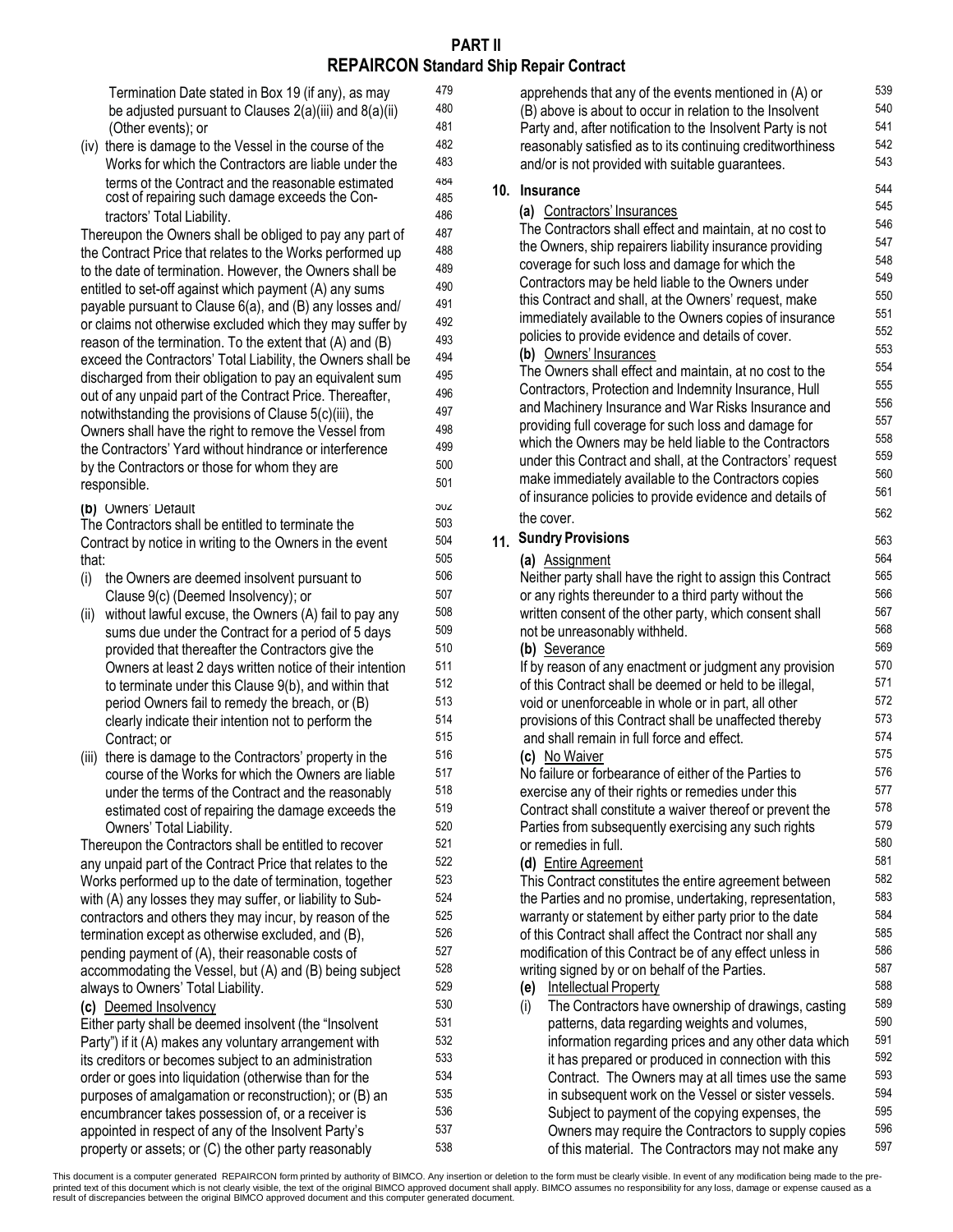## PART II
## REPAIRCON Standard Ship Repair Contract

Termination Date stated in Box 19 (if any), as may be adjusted pursuant to Clauses 2(a)(iii) and 8(a)(ii) (Other events); or

(iv) there is damage to the Vessel in the course of the Works for which the Contractors are liable under the terms of the Contract and the reasonable estimated cost of repairing such damage exceeds the Contractors' Total Liability.

Thereupon the Owners shall be obliged to pay any part of the Contract Price that relates to the Works performed up to the date of termination. However, the Owners shall be entitled to set-off against which payment (A) any sums payable pursuant to Clause 6(a), and (B) any losses and/or claims not otherwise excluded which they may suffer by reason of the termination. To the extent that (A) and (B) exceed the Contractors' Total Liability, the Owners shall be discharged from their obligation to pay an equivalent sum out of any unpaid part of the Contract Price. Thereafter, notwithstanding the provisions of Clause 5(c)(iii), the Owners shall have the right to remove the Vessel from the Contractors' Yard without hindrance or interference by the Contractors or those for whom they are responsible.

**(b)** Owners' Default

The Contractors shall be entitled to terminate the Contract by notice in writing to the Owners in the event that:

(i) the Owners are deemed insolvent pursuant to Clause 9(c) (Deemed Insolvency); or

(ii) without lawful excuse, the Owners (A) fail to pay any sums due under the Contract for a period of 5 days provided that thereafter the Contractors give the Owners at least 2 days written notice of their intention to terminate under this Clause 9(b), and within that period Owners fail to remedy the breach, or (B) clearly indicate their intention not to perform the Contract; or

(iii) there is damage to the Contractors' property in the course of the Works for which the Owners are liable under the terms of the Contract and the reasonably estimated cost of repairing the damage exceeds the Owners' Total Liability.

Thereupon the Contractors shall be entitled to recover any unpaid part of the Contract Price that relates to the Works performed up to the date of termination, together with (A) any losses they may suffer, or liability to Sub-contractors and others they may incur, by reason of the termination except as otherwise excluded, and (B), pending payment of (A), their reasonable costs of accommodating the Vessel, but (A) and (B) being subject always to Owners' Total Liability.

**(c)** Deemed Insolvency

Either party shall be deemed insolvent (the "Insolvent Party") if it (A) makes any voluntary arrangement with its creditors or becomes subject to an administration order or goes into liquidation (otherwise than for the purposes of amalgamation or reconstruction); or (B) an encumbrancer takes possession of, or a receiver is appointed in respect of any of the Insolvent Party's property or assets; or (C) the other party reasonably apprehends that any of the events mentioned in (A) or (B) above is about to occur in relation to the Insolvent Party and, after notification to the Insolvent Party is not reasonably satisfied as to its continuing creditworthiness and/or is not provided with suitable guarantees.

### 10. Insurance

**(a)** Contractors' Insurances

The Contractors shall effect and maintain, at no cost to the Owners, ship repairers liability insurance providing coverage for such loss and damage for which the Contractors may be held liable to the Owners under this Contract and shall, at the Owners' request, make immediately available to the Owners copies of insurance policies to provide evidence and details of cover.

**(b)** Owners' Insurances

The Owners shall effect and maintain, at no cost to the Contractors, Protection and Indemnity Insurance, Hull and Machinery Insurance and War Risks Insurance and providing full coverage for such loss and damage for which the Owners may be held liable to the Contractors under this Contract and shall, at the Contractors' request make immediately available to the Contractors copies of insurance policies to provide evidence and details of the cover.

### 11. Sundry Provisions

**(a)** Assignment

Neither party shall have the right to assign this Contract or any rights thereunder to a third party without the written consent of the other party, which consent shall not be unreasonably withheld.

**(b)** Severance

If by reason of any enactment or judgment any provision of this Contract shall be deemed or held to be illegal, void or unenforceable in whole or in part, all other provisions of this Contract shall be unaffected thereby and shall remain in full force and effect.

**(c)** No Waiver

No failure or forbearance of either of the Parties to exercise any of their rights or remedies under this Contract shall constitute a waiver thereof or prevent the Parties from subsequently exercising any such rights or remedies in full.

**(d)** Entire Agreement

This Contract constitutes the entire agreement between the Parties and no promise, undertaking, representation, warranty or statement by either party prior to the date of this Contract shall affect the Contract nor shall any modification of this Contract be of any effect unless in writing signed by or on behalf of the Parties.

**(e)** Intellectual Property

(i) The Contractors have ownership of drawings, casting patterns, data regarding weights and volumes, information regarding prices and any other data which it has prepared or produced in connection with this Contract. The Owners may at all times use the same in subsequent work on the Vessel or sister vessels. Subject to payment of the copying expenses, the Owners may require the Contractors to supply copies of this material. The Contractors may not make any

This document is a computer generated REPAIRCON form printed by authority of BIMCO. Any insertion or deletion to the form must be clearly visible. In event of any modification being made to the pre-printed text of this document which is not clearly visible, the text of the original BIMCO approved document shall apply. BIMCO assumes no responsibility for any loss, damage or expense caused as a result of discrepancies between the original BIMCO approved document and this computer generated document.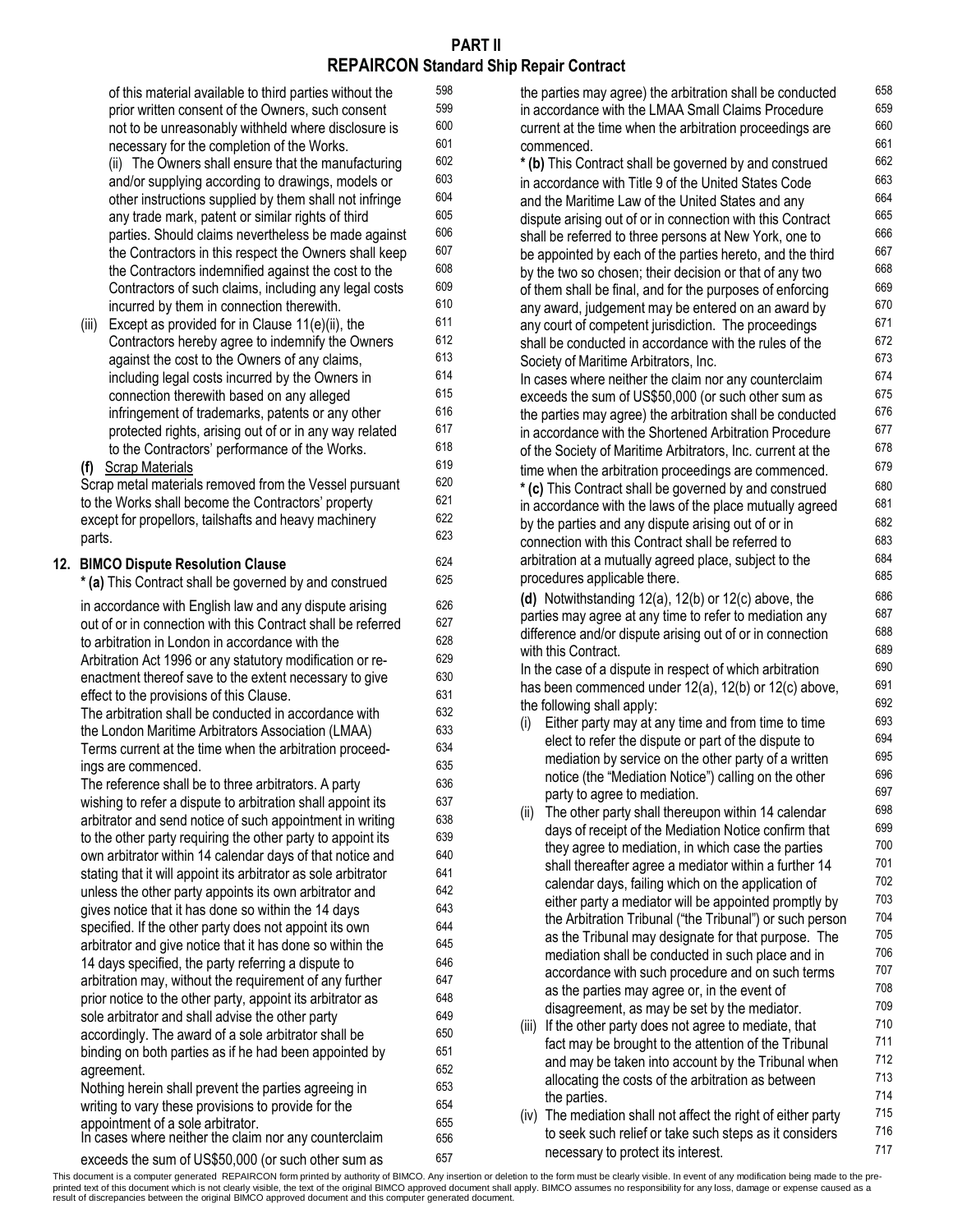of this material available to third parties without the prior written consent of the Owners, such consent not to be unreasonably withheld where disclosure is necessary for the completion of the Works.

(ii) The Owners shall ensure that the manufacturing and/or supplying according to drawings, models or other instructions supplied by them shall not infringe any trade mark, patent or similar rights of third parties. Should claims nevertheless be made against the Contractors in this respect the Owners shall keep the Contractors indemnified against the cost to the Contractors of such claims, including any legal costs incurred by them in connection therewith.

(iii) Except as provided for in Clause 11(e)(ii), the Contractors hereby agree to indemnify the Owners against the cost to the Owners of any claims, including legal costs incurred by the Owners in connection therewith based on any alleged infringement of trademarks, patents or any other protected rights, arising out of or in any way related to the Contractors' performance of the Works.

**(f)** Scrap Materials

Scrap metal materials removed from the Vessel pursuant to the Works shall become the Contractors' property except for propellors, tailshafts and heavy machinery parts.

## 12. BIMCO Dispute Resolution Clause

**\* (a)** This Contract shall be governed by and construed in accordance with English law and any dispute arising out of or in connection with this Contract shall be referred to arbitration in London in accordance with the Arbitration Act 1996 or any statutory modification or re-enactment thereof save to the extent necessary to give effect to the provisions of this Clause.

The arbitration shall be conducted in accordance with the London Maritime Arbitrators Association (LMAA) Terms current at the time when the arbitration proceedings are commenced.

The reference shall be to three arbitrators. A party wishing to refer a dispute to arbitration shall appoint its arbitrator and send notice of such appointment in writing to the other party requiring the other party to appoint its own arbitrator within 14 calendar days of that notice and stating that it will appoint its arbitrator as sole arbitrator unless the other party appoints its own arbitrator and gives notice that it has done so within the 14 days specified. If the other party does not appoint its own arbitrator and give notice that it has done so within the 14 days specified, the party referring a dispute to arbitration may, without the requirement of any further prior notice to the other party, appoint its arbitrator as sole arbitrator and shall advise the other party accordingly. The award of a sole arbitrator shall be binding on both parties as if he had been appointed by agreement.

Nothing herein shall prevent the parties agreeing in writing to vary these provisions to provide for the appointment of a sole arbitrator.

In cases where neither the claim nor any counterclaim exceeds the sum of US$50,000 (or such other sum as the parties may agree) the arbitration shall be conducted in accordance with the LMAA Small Claims Procedure current at the time when the arbitration proceedings are commenced.

**\* (b)** This Contract shall be governed by and construed in accordance with Title 9 of the United States Code and the Maritime Law of the United States and any dispute arising out of or in connection with this Contract shall be referred to three persons at New York, one to be appointed by each of the parties hereto, and the third by the two so chosen; their decision or that of any two of them shall be final, and for the purposes of enforcing any award, judgement may be entered on an award by any court of competent jurisdiction. The proceedings shall be conducted in accordance with the rules of the Society of Maritime Arbitrators, Inc.

In cases where neither the claim nor any counterclaim exceeds the sum of US$50,000 (or such other sum as the parties may agree) the arbitration shall be conducted in accordance with the Shortened Arbitration Procedure of the Society of Maritime Arbitrators, Inc. current at the time when the arbitration proceedings are commenced.

**\* (c)** This Contract shall be governed by and construed in accordance with the laws of the place mutually agreed by the parties and any dispute arising out of or in connection with this Contract shall be referred to arbitration at a mutually agreed place, subject to the procedures applicable there.

**(d)** Notwithstanding 12(a), 12(b) or 12(c) above, the parties may agree at any time to refer to mediation any difference and/or dispute arising out of or in connection with this Contract.

In the case of a dispute in respect of which arbitration has been commenced under 12(a), 12(b) or 12(c) above, the following shall apply:

(i) Either party may at any time and from time to time elect to refer the dispute or part of the dispute to mediation by service on the other party of a written notice (the "Mediation Notice") calling on the other party to agree to mediation.

(ii) The other party shall thereupon within 14 calendar days of receipt of the Mediation Notice confirm that they agree to mediation, in which case the parties shall thereafter agree a mediator within a further 14 calendar days, failing which on the application of either party a mediator will be appointed promptly by the Arbitration Tribunal ("the Tribunal") or such person as the Tribunal may designate for that purpose. The mediation shall be conducted in such place and in accordance with such procedure and on such terms as the parties may agree or, in the event of disagreement, as may be set by the mediator.

(iii) If the other party does not agree to mediate, that fact may be brought to the attention of the Tribunal and may be taken into account by the Tribunal when allocating the costs of the arbitration as between the parties.

(iv) The mediation shall not affect the right of either party to seek such relief or take such steps as it considers necessary to protect its interest.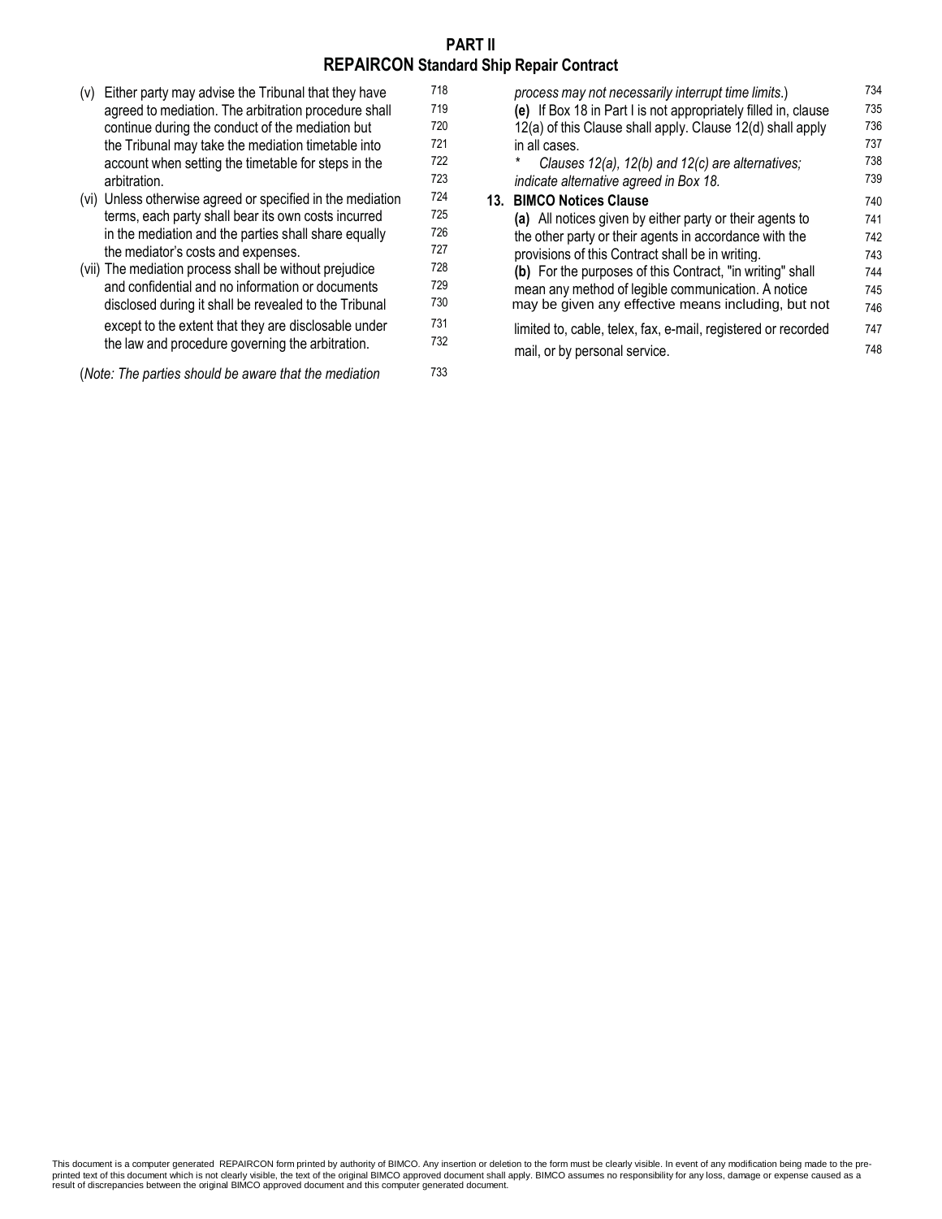(v) Either party may advise the Tribunal that they have agreed to mediation. The arbitration procedure shall continue during the conduct of the mediation but the Tribunal may take the mediation timetable into account when setting the timetable for steps in the arbitration.

(vi) Unless otherwise agreed or specified in the mediation terms, each party shall bear its own costs incurred in the mediation and the parties shall share equally the mediator's costs and expenses.

(vii) The mediation process shall be without prejudice and confidential and no information or documents disclosed during it shall be revealed to the Tribunal except to the extent that they are disclosable under the law and procedure governing the arbitration.

(*Note: The parties should be aware that the mediation process may not necessarily interrupt time limits.*)

**(e)** If Box 18 in Part I is not appropriately filled in, clause 12(a) of this Clause shall apply. Clause 12(d) shall apply in all cases.

\* *Clauses 12(a), 12(b) and 12(c) are alternatives; indicate alternative agreed in Box 18.*

**13. BIMCO Notices Clause**

**(a)** All notices given by either party or their agents to the other party or their agents in accordance with the provisions of this Contract shall be in writing.

**(b)** For the purposes of this Contract, "in writing" shall mean any method of legible communication. A notice may be given any effective means including, but not limited to, cable, telex, fax, e-mail, registered or recorded mail, or by personal service.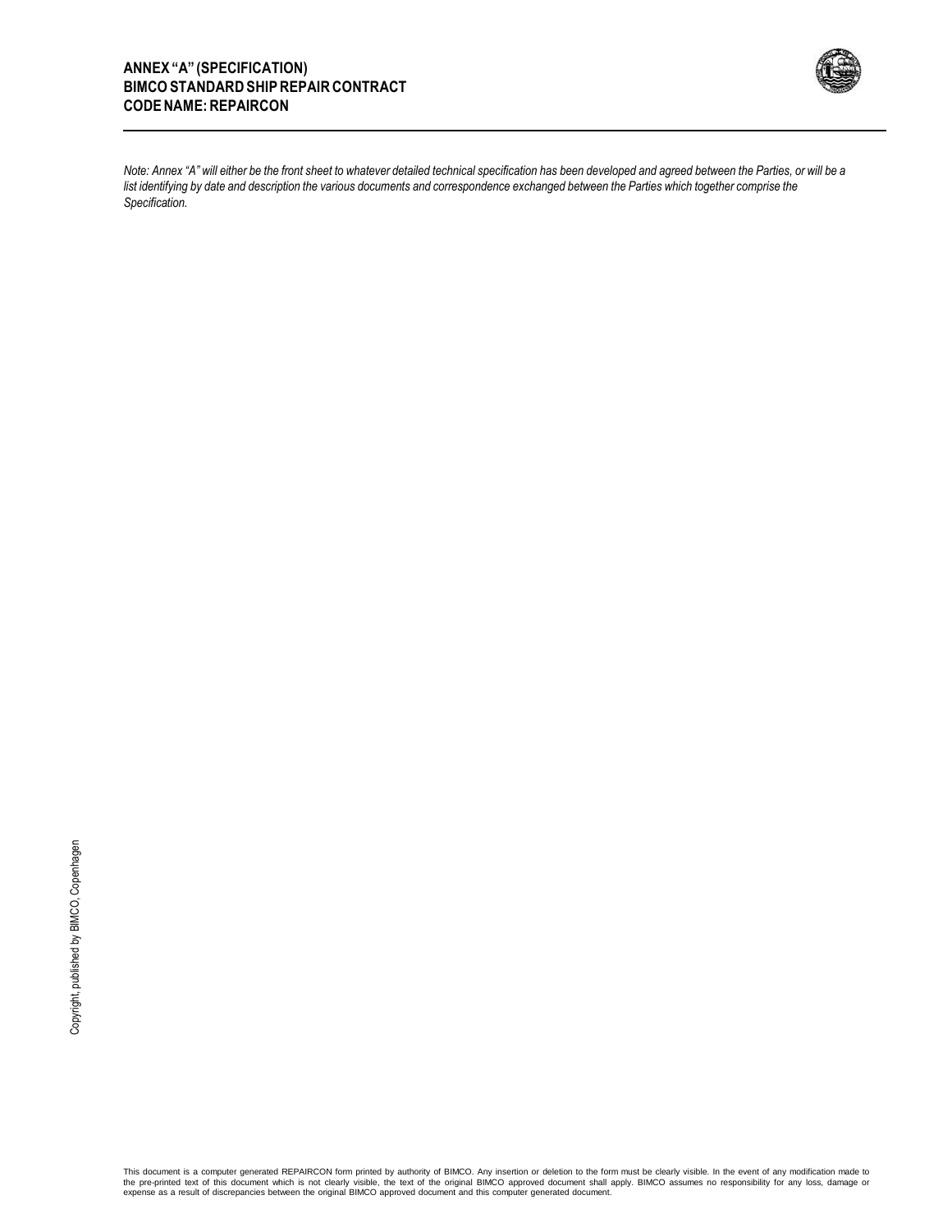**ANNEX "A" (SPECIFICATION)**
**BIMCO STANDARD SHIP REPAIR CONTRACT**
**CODE NAME: REPAIRCON**

*Note: Annex "A" will either be the front sheet to whatever detailed technical specification has been developed and agreed between the Parties, or will be a list identifying by date and description the various documents and correspondence exchanged between the Parties which together comprise the Specification.*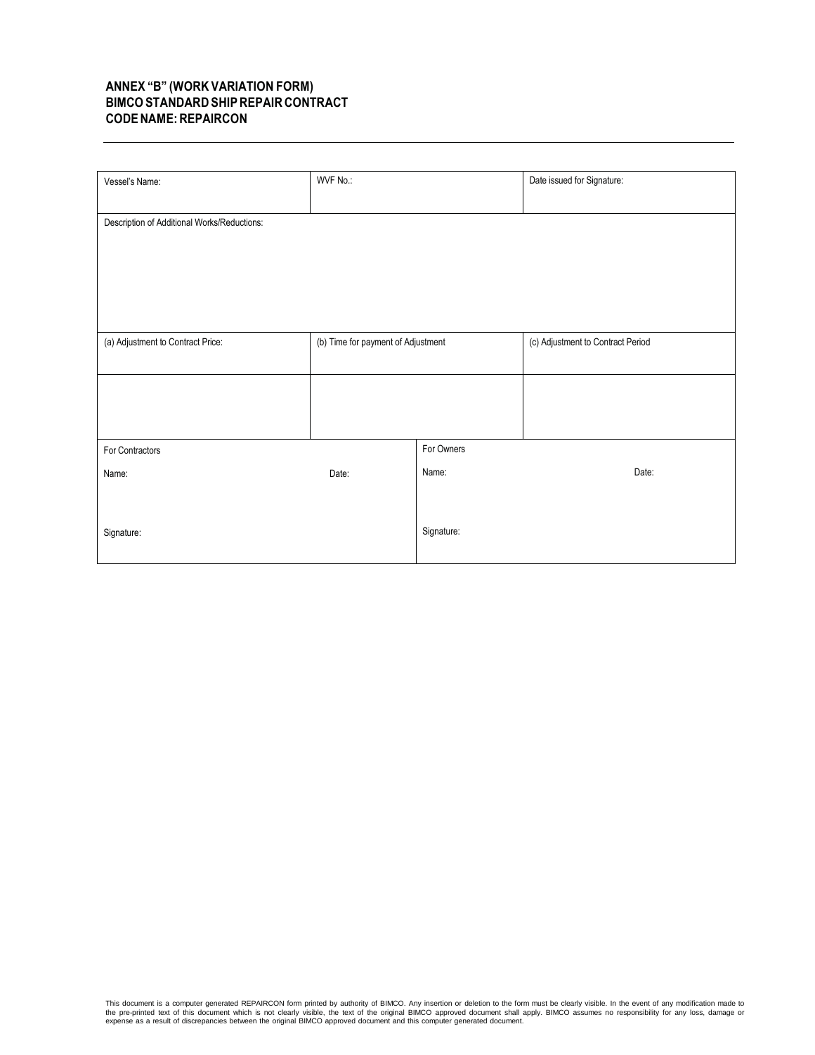**ANNEX "B" (WORK VARIATION FORM)**
**BIMCO STANDARD SHIP REPAIR CONTRACT**
**CODE NAME: REPAIRCON**

---

| Vessel's Name: | WVF No.: | Date issued for Signature: |
|---|---|---|
| Description of Additional Works/Reductions: | | |
| (a) Adjustment to Contract Price: | (b) Time for payment of Adjustment | (c) Adjustment to Contract Period |
| | | |

| For Contractors | | For Owners | |
|---|---|---|---|
| Name: | Date: | Name: | Date: |
| Signature: | | Signature: | |

This document is a computer generated REPAIRCON form printed by authority of BIMCO. Any insertion or deletion to the form must be clearly visible. In the event of any modification made to the pre-printed text of this document which is not clearly visible, the text of the original BIMCO approved document shall apply. BIMCO assumes no responsibility for any loss, damage or expense as a result of discrepancies between the original BIMCO approved document and this computer generated document.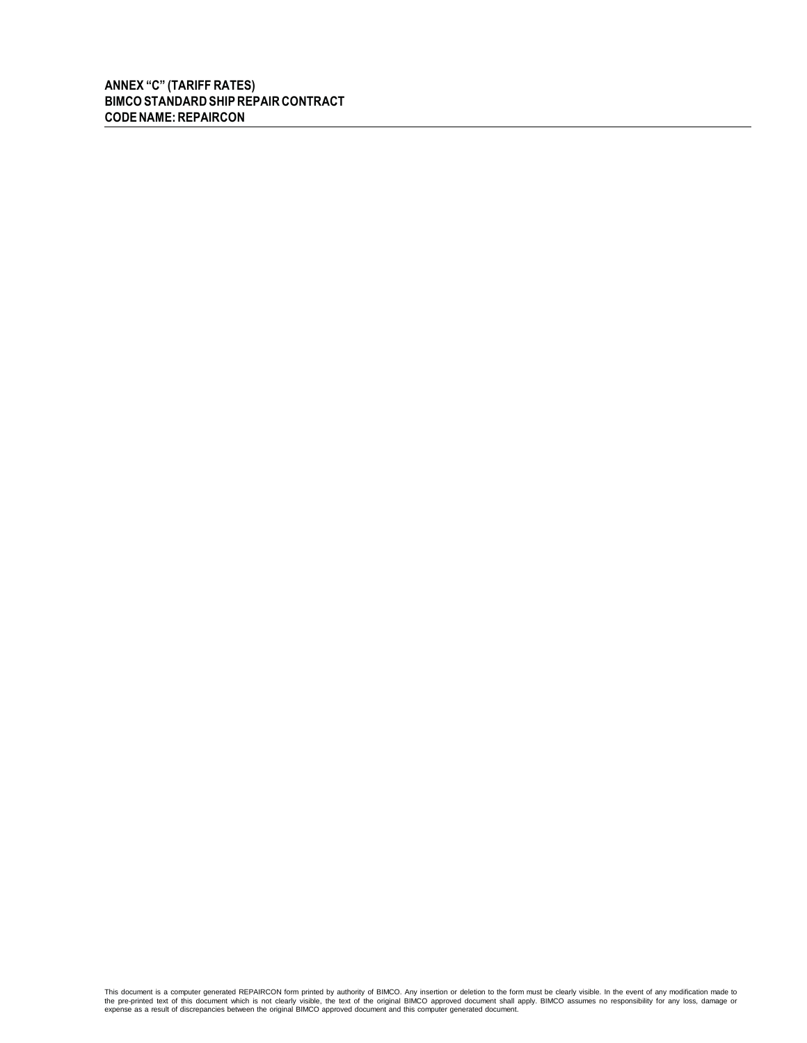**ANNEX "C" (TARIFF RATES)**
**BIMCO STANDARD SHIP REPAIR CONTRACT**
**CODE NAME: REPAIRCON**

This document is a computer generated REPAIRCON form printed by authority of BIMCO. Any insertion or deletion to the form must be clearly visible. In the event of any modification made to the pre-printed text of this document which is not clearly visible, the text of the original BIMCO approved document shall apply. BIMCO assumes no responsibility for any loss, damage or expense as a result of discrepancies between the original BIMCO approved document and this computer generated document.